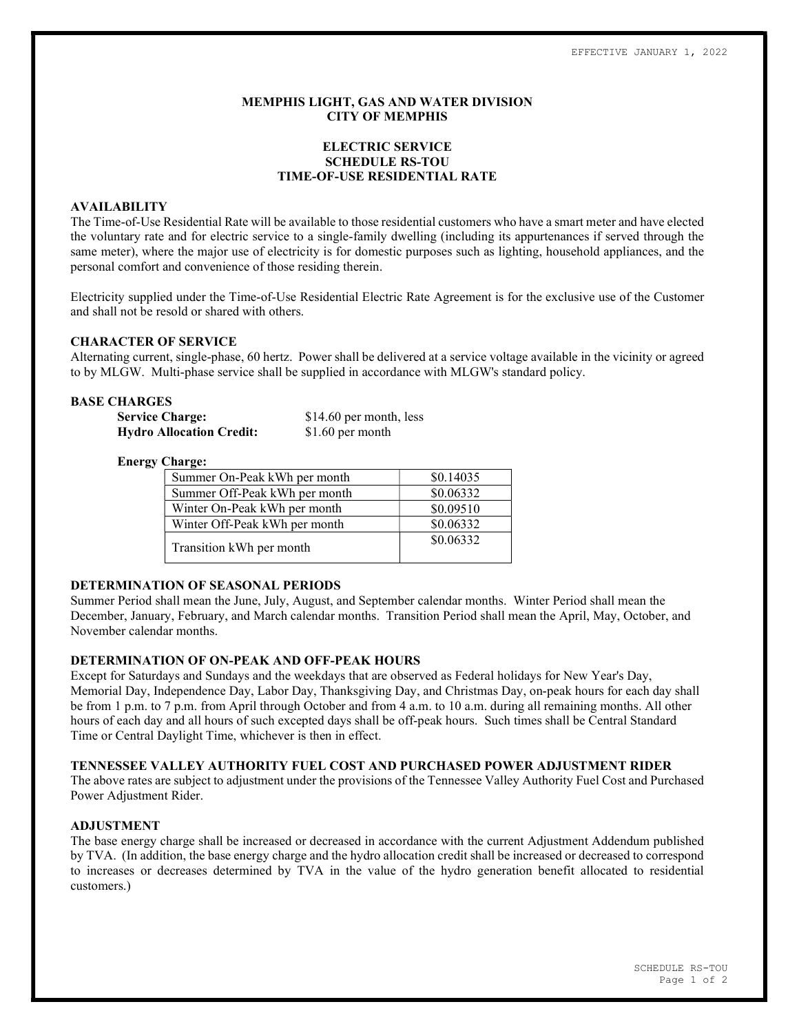EFFECTIVE JANUARY 1, 2022

# MEMPHIS LIGHT, GAS AND WATER DIVISION
# CITY OF MEMPHIS

## ELECTRIC SERVICE
## SCHEDULE RS-TOU
## TIME-OF-USE RESIDENTIAL RATE

### AVAILABILITY

The Time-of-Use Residential Rate will be available to those residential customers who have a smart meter and have elected the voluntary rate and for electric service to a single-family dwelling (including its appurtenances if served through the same meter), where the major use of electricity is for domestic purposes such as lighting, household appliances, and the personal comfort and convenience of those residing therein.

Electricity supplied under the Time-of-Use Residential Electric Rate Agreement is for the exclusive use of the Customer and shall not be resold or shared with others.

### CHARACTER OF SERVICE

Alternating current, single-phase, 60 hertz. Power shall be delivered at a service voltage available in the vicinity or agreed to by MLGW. Multi-phase service shall be supplied in accordance with MLGW's standard policy.

### BASE CHARGES

**Service Charge:** $14.60 per month, less
**Hydro Allocation Credit:** $1.60 per month

**Energy Charge:**

| Energy Charge | Rate |
|---|---|
| Summer On-Peak kWh per month | $0.14035 |
| Summer Off-Peak kWh per month | $0.06332 |
| Winter On-Peak kWh per month | $0.09510 |
| Winter Off-Peak kWh per month | $0.06332 |
| Transition kWh per month | $0.06332 |

### DETERMINATION OF SEASONAL PERIODS

Summer Period shall mean the June, July, August, and September calendar months. Winter Period shall mean the December, January, February, and March calendar months. Transition Period shall mean the April, May, October, and November calendar months.

### DETERMINATION OF ON-PEAK AND OFF-PEAK HOURS

Except for Saturdays and Sundays and the weekdays that are observed as Federal holidays for New Year's Day, Memorial Day, Independence Day, Labor Day, Thanksgiving Day, and Christmas Day, on-peak hours for each day shall be from 1 p.m. to 7 p.m. from April through October and from 4 a.m. to 10 a.m. during all remaining months. All other hours of each day and all hours of such excepted days shall be off-peak hours. Such times shall be Central Standard Time or Central Daylight Time, whichever is then in effect.

### TENNESSEE VALLEY AUTHORITY FUEL COST AND PURCHASED POWER ADJUSTMENT RIDER

The above rates are subject to adjustment under the provisions of the Tennessee Valley Authority Fuel Cost and Purchased Power Adjustment Rider.

### ADJUSTMENT

The base energy charge shall be increased or decreased in accordance with the current Adjustment Addendum published by TVA. (In addition, the base energy charge and the hydro allocation credit shall be increased or decreased to correspond to increases or decreases determined by TVA in the value of the hydro generation benefit allocated to residential customers.)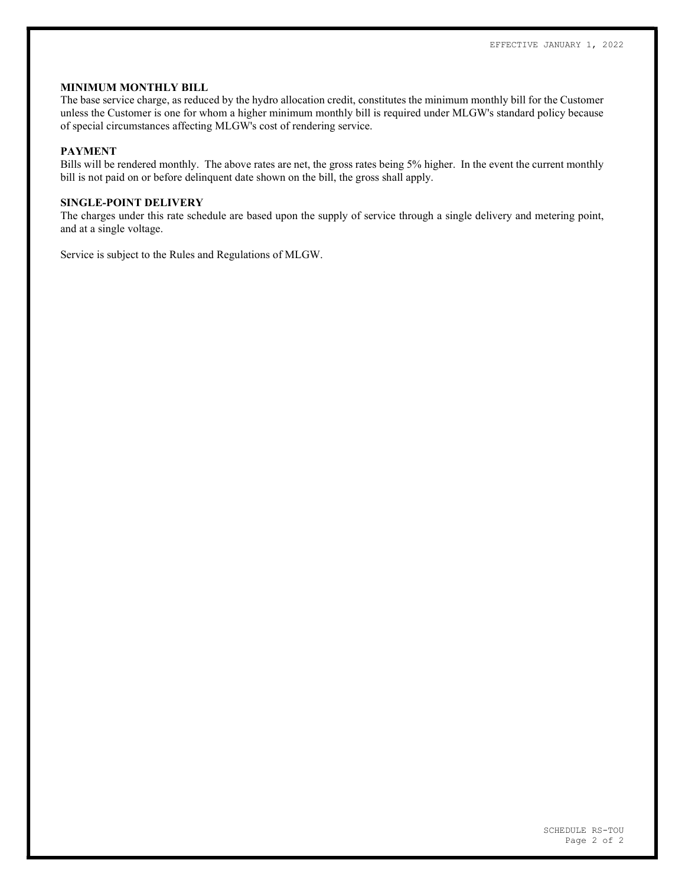## MINIMUM MONTHLY BILL

The base service charge, as reduced by the hydro allocation credit, constitutes the minimum monthly bill for the Customer unless the Customer is one for whom a higher minimum monthly bill is required under MLGW's standard policy because of special circumstances affecting MLGW's cost of rendering service.

## PAYMENT

Bills will be rendered monthly. The above rates are net, the gross rates being 5% higher. In the event the current monthly bill is not paid on or before delinquent date shown on the bill, the gross shall apply.

## SINGLE-POINT DELIVERY

The charges under this rate schedule are based upon the supply of service through a single delivery and metering point, and at a single voltage.

Service is subject to the Rules and Regulations of MLGW.